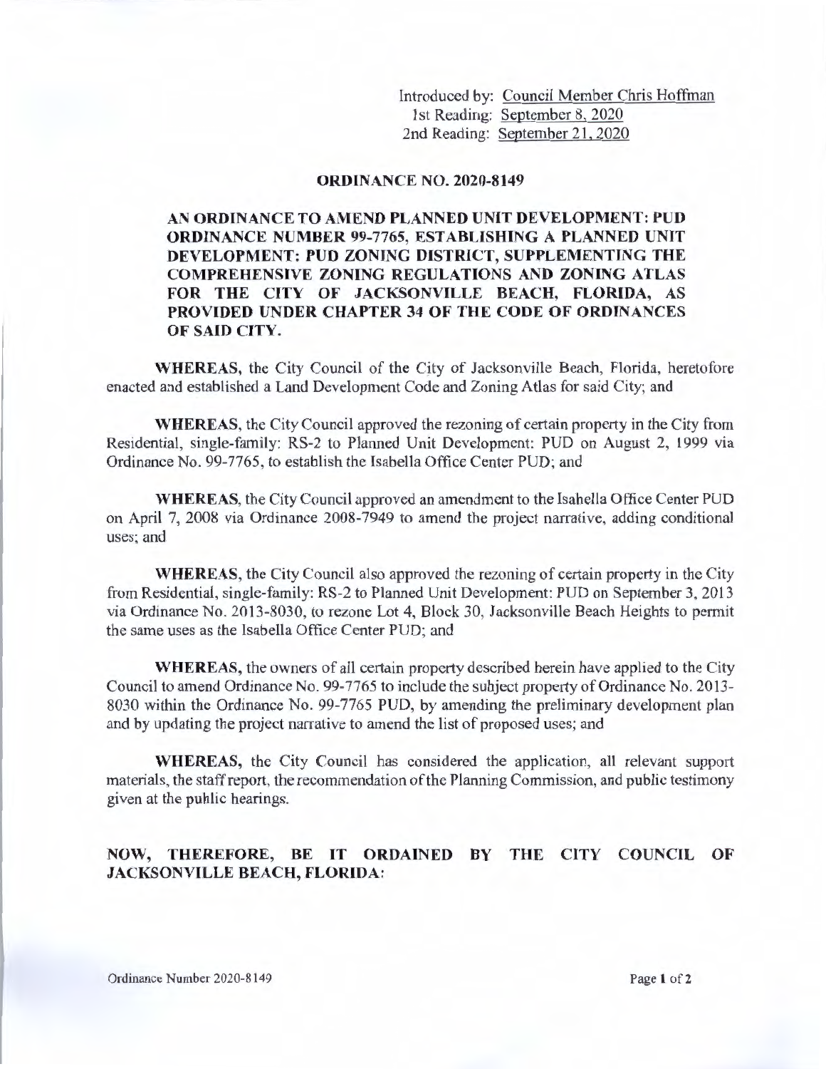Introduced by: Council Member Chris Hoffman
1st Reading: September 8, 2020
2nd Reading: September 21, 2020

# ORDINANCE NO. 2020-8149

**AN ORDINANCE TO AMEND PLANNED UNIT DEVELOPMENT: PUD ORDINANCE NUMBER 99-7765, ESTABLISHING A PLANNED UNIT DEVELOPMENT: PUD ZONING DISTRICT, SUPPLEMENTING THE COMPREHENSIVE ZONING REGULATIONS AND ZONING ATLAS FOR THE CITY OF JACKSONVILLE BEACH, FLORIDA, AS PROVIDED UNDER CHAPTER 34 OF THE CODE OF ORDINANCES OF SAID CITY.**

**WHEREAS,** the City Council of the City of Jacksonville Beach, Florida, heretofore enacted and established a Land Development Code and Zoning Atlas for said City; and

**WHEREAS,** the City Council approved the rezoning of certain property in the City from Residential, single-family: RS-2 to Planned Unit Development: PUD on August 2, 1999 via Ordinance No. 99-7765, to establish the Isabella Office Center PUD; and

**WHEREAS,** the City Council approved an amendment to the Isabella Office Center PUD on April 7, 2008 via Ordinance 2008-7949 to amend the project narrative, adding conditional uses; and

**WHEREAS,** the City Council also approved the rezoning of certain property in the City from Residential, single-family: RS-2 to Planned Unit Development: PUD on September 3, 2013 via Ordinance No. 2013-8030, to rezone Lot 4, Block 30, Jacksonville Beach Heights to permit the same uses as the Isabella Office Center PUD; and

**WHEREAS,** the owners of all certain property described herein have applied to the City Council to amend Ordinance No. 99-7765 to include the subject property of Ordinance No. 2013-8030 within the Ordinance No. 99-7765 PUD, by amending the preliminary development plan and by updating the project narrative to amend the list of proposed uses; and

**WHEREAS,** the City Council has considered the application, all relevant support materials, the staff report, the recommendation of the Planning Commission, and public testimony given at the public hearings.

**NOW, THEREFORE, BE IT ORDAINED BY THE CITY COUNCIL OF JACKSONVILLE BEACH, FLORIDA:**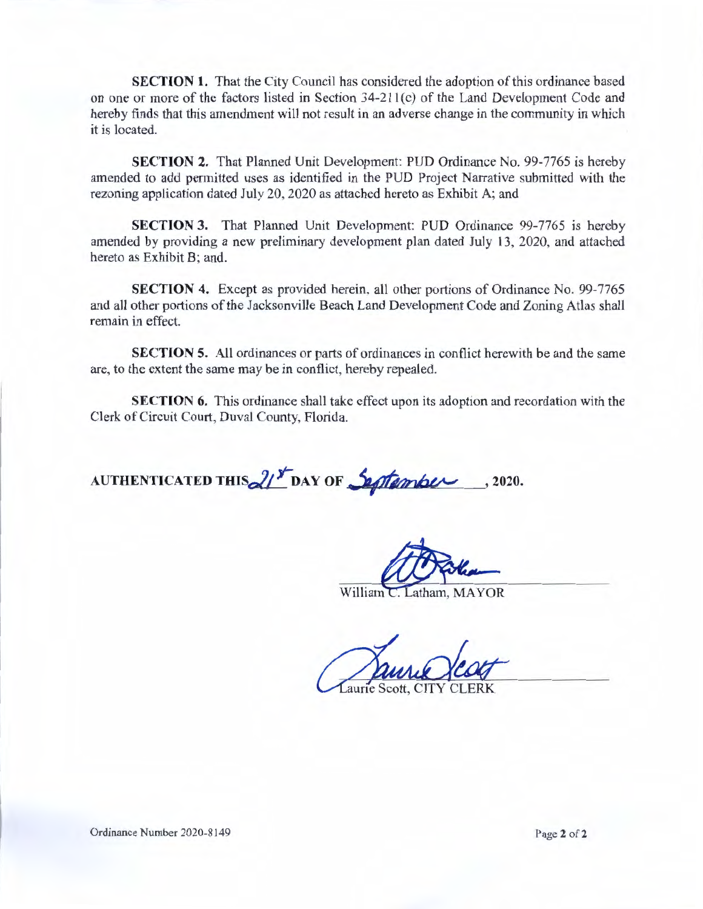**SECTION 1.** That the City Council has considered the adoption of this ordinance based on one or more of the factors listed in Section 34-211(c) of the Land Development Code and hereby finds that this amendment will not result in an adverse change in the community in which it is located.

**SECTION 2.** That Planned Unit Development: PUD Ordinance No. 99-7765 is hereby amended to add permitted uses as identified in the PUD Project Narrative submitted with the rezoning application dated July 20, 2020 as attached hereto as Exhibit A; and

**SECTION 3.** That Planned Unit Development: PUD Ordinance 99-7765 is hereby amended by providing a new preliminary development plan dated July 13, 2020, and attached hereto as Exhibit B; and.

**SECTION 4.** Except as provided herein, all other portions of Ordinance No. 99-7765 and all other portions of the Jacksonville Beach Land Development Code and Zoning Atlas shall remain in effect.

**SECTION 5.** All ordinances or parts of ordinances in conflict herewith be and the same are, to the extent the same may be in conflict, hereby repealed.

**SECTION 6.** This ordinance shall take effect upon its adoption and recordation with the Clerk of Circuit Court, Duval County, Florida.

**AUTHENTICATED THIS 21st DAY OF September, 2020.**

William C. Latham, MAYOR

Laurie Scott, CITY CLERK

Ordinance Number 2020-8149